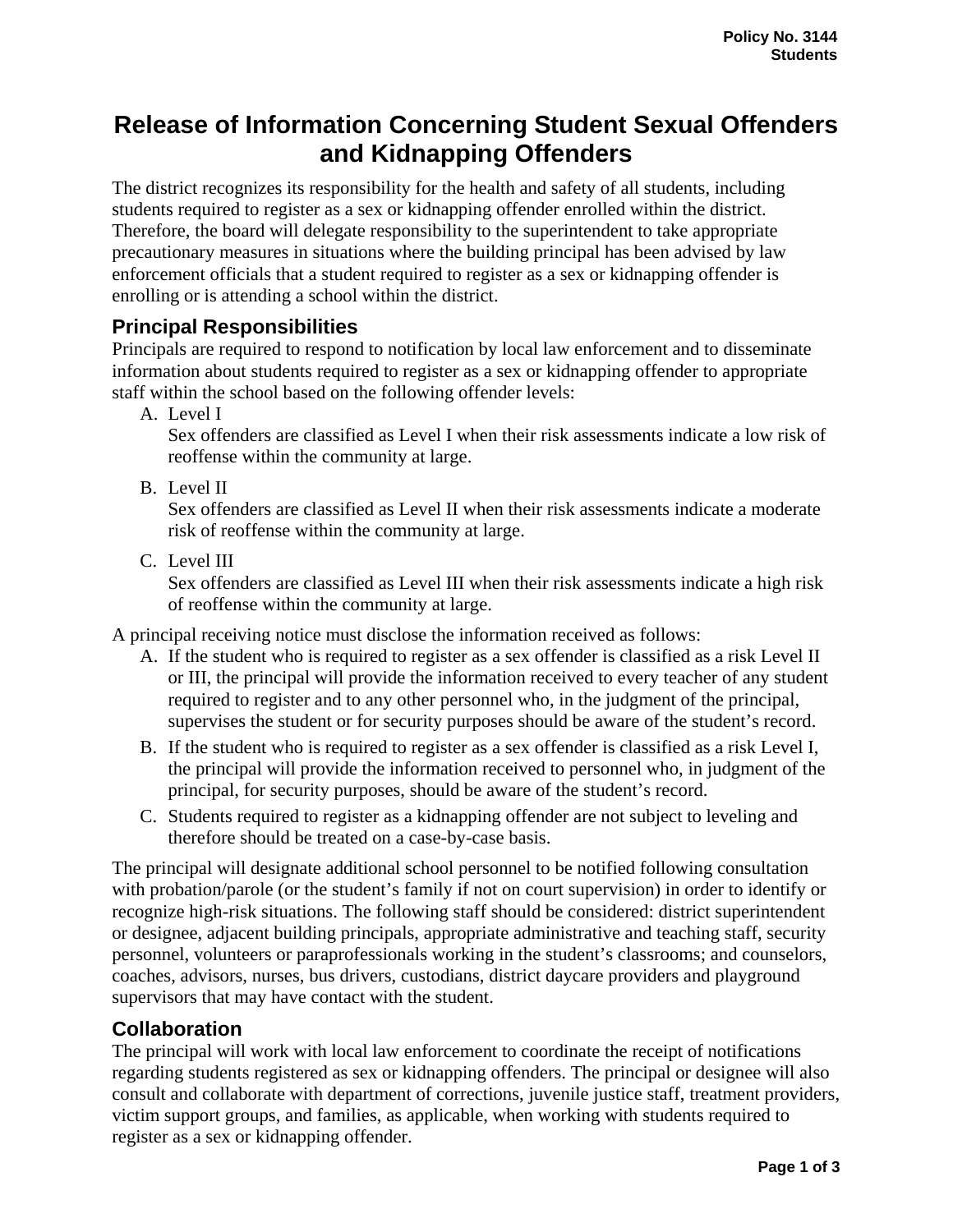# Release of Information Concerning Student Sexual Offenders and Kidnapping Offenders

The district recognizes its responsibility for the health and safety of all students, including students required to register as a sex or kidnapping offender enrolled within the district. Therefore, the board will delegate responsibility to the superintendent to take appropriate precautionary measures in situations where the building principal has been advised by law enforcement officials that a student required to register as a sex or kidnapping offender is enrolling or is attending a school within the district.

## Principal Responsibilities

Principals are required to respond to notification by local law enforcement and to disseminate information about students required to register as a sex or kidnapping offender to appropriate staff within the school based on the following offender levels:

A. Level I
   Sex offenders are classified as Level I when their risk assessments indicate a low risk of reoffense within the community at large.

B. Level II
   Sex offenders are classified as Level II when their risk assessments indicate a moderate risk of reoffense within the community at large.

C. Level III
   Sex offenders are classified as Level III when their risk assessments indicate a high risk of reoffense within the community at large.

A principal receiving notice must disclose the information received as follows:

A. If the student who is required to register as a sex offender is classified as a risk Level II or III, the principal will provide the information received to every teacher of any student required to register and to any other personnel who, in the judgment of the principal, supervises the student or for security purposes should be aware of the student's record.
B. If the student who is required to register as a sex offender is classified as a risk Level I, the principal will provide the information received to personnel who, in judgment of the principal, for security purposes, should be aware of the student's record.
C. Students required to register as a kidnapping offender are not subject to leveling and therefore should be treated on a case-by-case basis.

The principal will designate additional school personnel to be notified following consultation with probation/parole (or the student's family if not on court supervision) in order to identify or recognize high-risk situations. The following staff should be considered: district superintendent or designee, adjacent building principals, appropriate administrative and teaching staff, security personnel, volunteers or paraprofessionals working in the student's classrooms; and counselors, coaches, advisors, nurses, bus drivers, custodians, district daycare providers and playground supervisors that may have contact with the student.

## Collaboration

The principal will work with local law enforcement to coordinate the receipt of notifications regarding students registered as sex or kidnapping offenders. The principal or designee will also consult and collaborate with department of corrections, juvenile justice staff, treatment providers, victim support groups, and families, as applicable, when working with students required to register as a sex or kidnapping offender.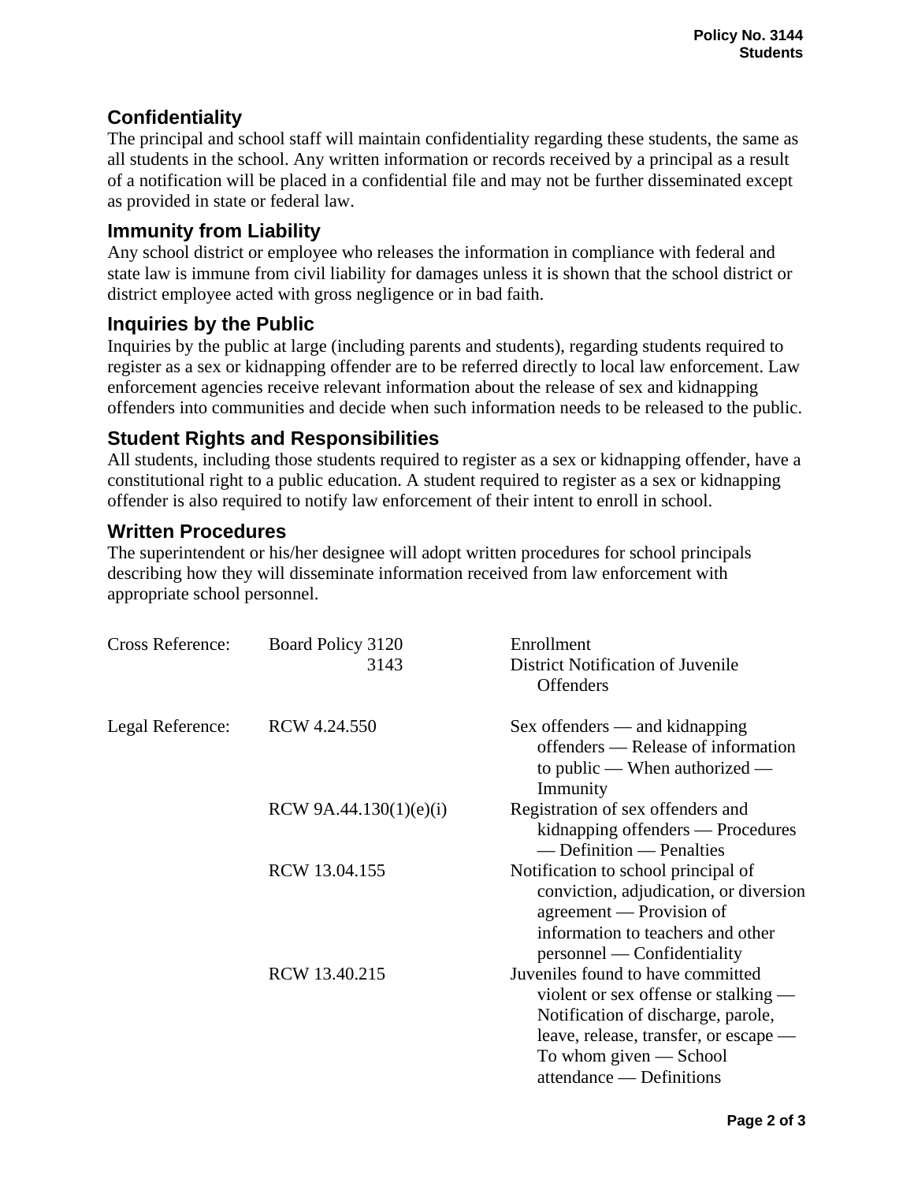## Confidentiality

The principal and school staff will maintain confidentiality regarding these students, the same as all students in the school. Any written information or records received by a principal as a result of a notification will be placed in a confidential file and may not be further disseminated except as provided in state or federal law.

## Immunity from Liability

Any school district or employee who releases the information in compliance with federal and state law is immune from civil liability for damages unless it is shown that the school district or district employee acted with gross negligence or in bad faith.

## Inquiries by the Public

Inquiries by the public at large (including parents and students), regarding students required to register as a sex or kidnapping offender are to be referred directly to local law enforcement. Law enforcement agencies receive relevant information about the release of sex and kidnapping offenders into communities and decide when such information needs to be released to the public.

## Student Rights and Responsibilities

All students, including those students required to register as a sex or kidnapping offender, have a constitutional right to a public education. A student required to register as a sex or kidnapping offender is also required to notify law enforcement of their intent to enroll in school.

## Written Procedures

The superintendent or his/her designee will adopt written procedures for school principals describing how they will disseminate information received from law enforcement with appropriate school personnel.

| | | |
|---|---|---|
| Cross Reference: | Board Policy 3120 | Enrollment |
| | 3143 | District Notification of Juvenile Offenders |
| Legal Reference: | RCW 4.24.550 | Sex offenders — and kidnapping offenders — Release of information to public — When authorized — Immunity |
| | RCW 9A.44.130(1)(e)(i) | Registration of sex offenders and kidnapping offenders — Procedures — Definition — Penalties |
| | RCW 13.04.155 | Notification to school principal of conviction, adjudication, or diversion agreement — Provision of information to teachers and other personnel — Confidentiality |
| | RCW 13.40.215 | Juveniles found to have committed violent or sex offense or stalking — Notification of discharge, parole, leave, release, transfer, or escape — To whom given — School attendance — Definitions |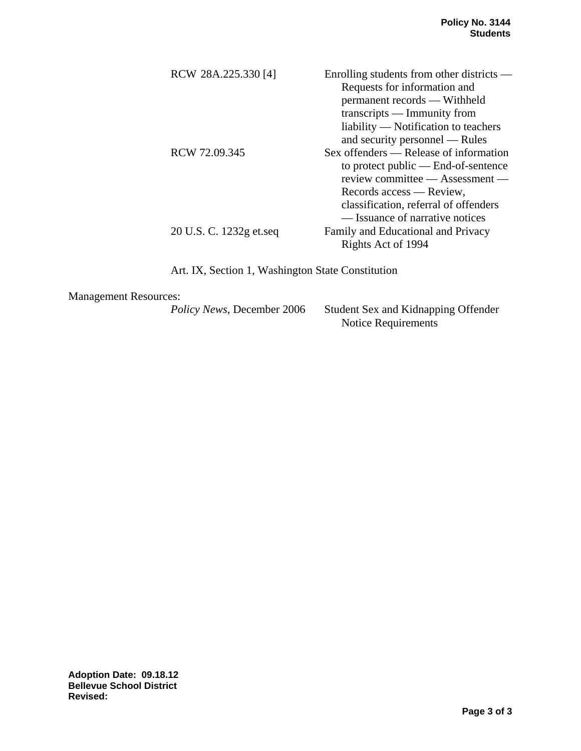| | |
|---|---|
| RCW 28A.225.330 [4] | Enrolling students from other districts — Requests for information and permanent records — Withheld transcripts — Immunity from liability — Notification to teachers and security personnel — Rules |
| RCW 72.09.345 | Sex offenders — Release of information to protect public — End-of-sentence review committee — Assessment — Records access — Review, classification, referral of offenders — Issuance of narrative notices |
| 20 U.S. C. 1232g et.seq | Family and Educational and Privacy Rights Act of 1994 |

Art. IX, Section 1, Washington State Constitution

Management Resources:

| | |
|---|---|
| *Policy News*, December 2006 | Student Sex and Kidnapping Offender Notice Requirements |

**Adoption Date: 09.18.12**
**Bellevue School District**
**Revised:**